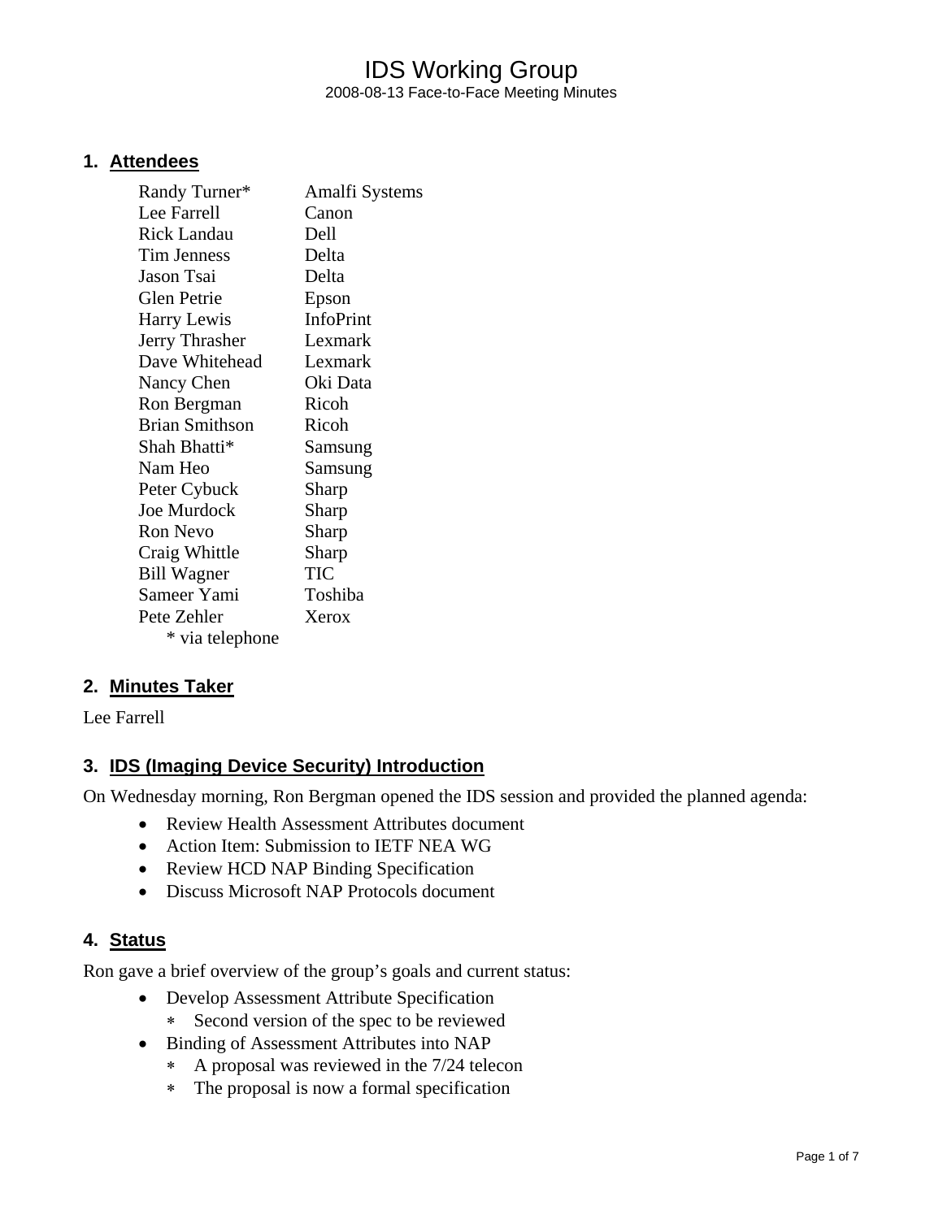# IDS Working Group

2008-08-13 Face-to-Face Meeting Minutes

## 1. Attendees

| | |
|---|---|
| Randy Turner* | Amalfi Systems |
| Lee Farrell | Canon |
| Rick Landau | Dell |
| Tim Jenness | Delta |
| Jason Tsai | Delta |
| Glen Petrie | Epson |
| Harry Lewis | InfoPrint |
| Jerry Thrasher | Lexmark |
| Dave Whitehead | Lexmark |
| Nancy Chen | Oki Data |
| Ron Bergman | Ricoh |
| Brian Smithson | Ricoh |
| Shah Bhatti* | Samsung |
| Nam Heo | Samsung |
| Peter Cybuck | Sharp |
| Joe Murdock | Sharp |
| Ron Nevo | Sharp |
| Craig Whittle | Sharp |
| Bill Wagner | TIC |
| Sameer Yami | Toshiba |
| Pete Zehler | Xerox |

\* via telephone

## 2. Minutes Taker

Lee Farrell

## 3. IDS (Imaging Device Security) Introduction

On Wednesday morning, Ron Bergman opened the IDS session and provided the planned agenda:

- Review Health Assessment Attributes document
- Action Item: Submission to IETF NEA WG
- Review HCD NAP Binding Specification
- Discuss Microsoft NAP Protocols document

## 4. Status

Ron gave a brief overview of the group's goals and current status:

- Develop Assessment Attribute Specification
  - Second version of the spec to be reviewed
- Binding of Assessment Attributes into NAP
  - A proposal was reviewed in the 7/24 telecon
  - The proposal is now a formal specification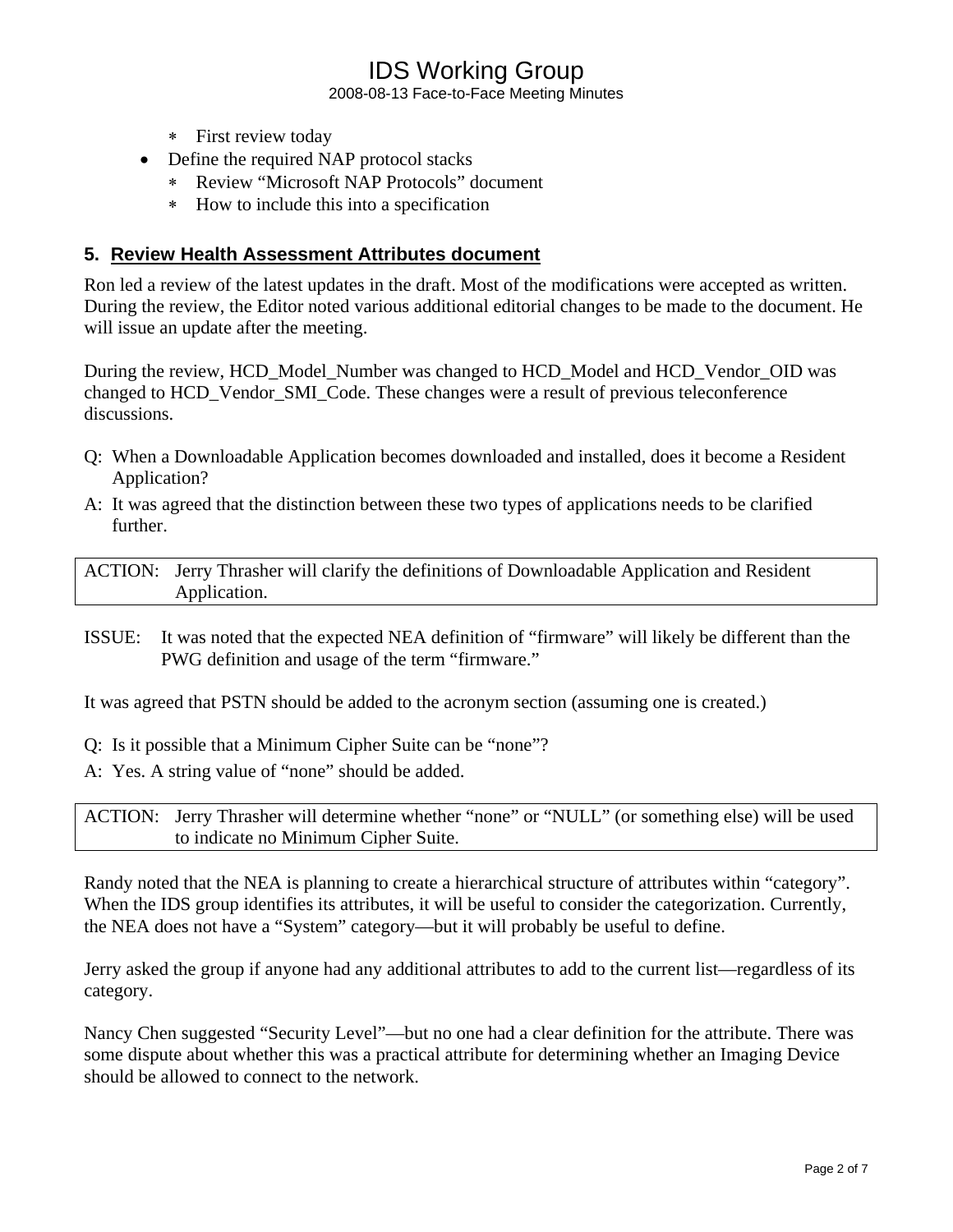- First review today
- Define the required NAP protocol stacks
   - Review “Microsoft NAP Protocols” document
   - How to include this into a specification

## 5. Review Health Assessment Attributes document

Ron led a review of the latest updates in the draft. Most of the modifications were accepted as written. During the review, the Editor noted various additional editorial changes to be made to the document. He will issue an update after the meeting.

During the review, HCD_Model_Number was changed to HCD_Model and HCD_Vendor_OID was changed to HCD_Vendor_SMI_Code. These changes were a result of previous teleconference discussions.

Q: When a Downloadable Application becomes downloaded and installed, does it become a Resident Application?

A: It was agreed that the distinction between these two types of applications needs to be clarified further.

> ACTION: Jerry Thrasher will clarify the definitions of Downloadable Application and Resident Application.

ISSUE: It was noted that the expected NEA definition of “firmware” will likely be different than the PWG definition and usage of the term “firmware.”

It was agreed that PSTN should be added to the acronym section (assuming one is created.)

Q: Is it possible that a Minimum Cipher Suite can be “none”?

A: Yes. A string value of “none” should be added.

> ACTION: Jerry Thrasher will determine whether “none” or “NULL” (or something else) will be used to indicate no Minimum Cipher Suite.

Randy noted that the NEA is planning to create a hierarchical structure of attributes within “category”. When the IDS group identifies its attributes, it will be useful to consider the categorization. Currently, the NEA does not have a “System” category—but it will probably be useful to define.

Jerry asked the group if anyone had any additional attributes to add to the current list—regardless of its category.

Nancy Chen suggested “Security Level”—but no one had a clear definition for the attribute. There was some dispute about whether this was a practical attribute for determining whether an Imaging Device should be allowed to connect to the network.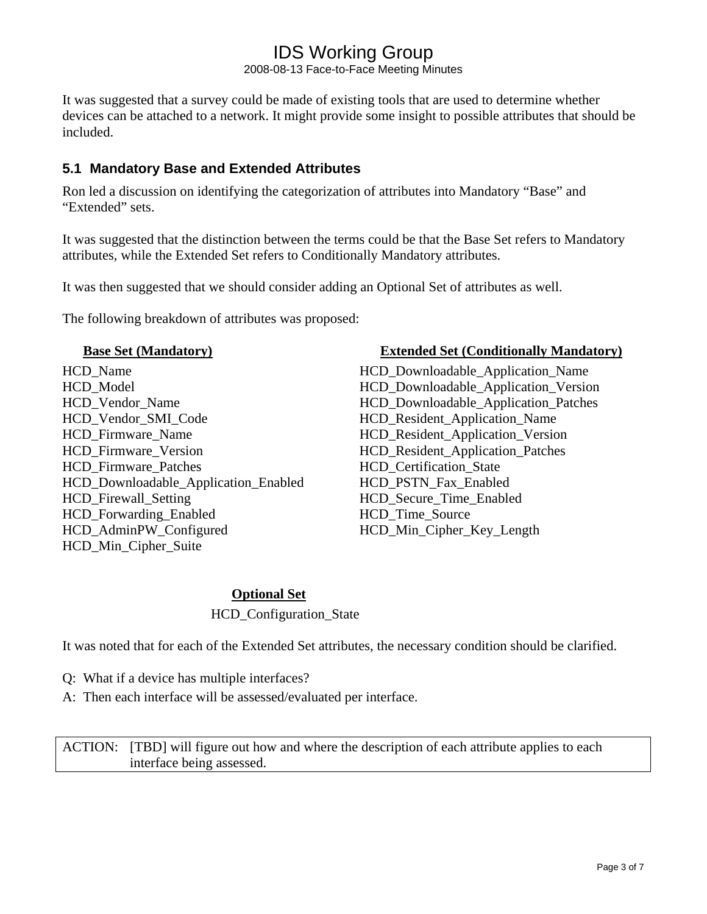It was suggested that a survey could be made of existing tools that are used to determine whether devices can be attached to a network. It might provide some insight to possible attributes that should be included.

## 5.1 Mandatory Base and Extended Attributes

Ron led a discussion on identifying the categorization of attributes into Mandatory "Base" and "Extended" sets.

It was suggested that the distinction between the terms could be that the Base Set refers to Mandatory attributes, while the Extended Set refers to Conditionally Mandatory attributes.

It was then suggested that we should consider adding an Optional Set of attributes as well.

The following breakdown of attributes was proposed:

| **Base Set (Mandatory)** | **Extended Set (Conditionally Mandatory)** |
|---|---|
| HCD_Name | HCD_Downloadable_Application_Name |
| HCD_Model | HCD_Downloadable_Application_Version |
| HCD_Vendor_Name | HCD_Downloadable_Application_Patches |
| HCD_Vendor_SMI_Code | HCD_Resident_Application_Name |
| HCD_Firmware_Name | HCD_Resident_Application_Version |
| HCD_Firmware_Version | HCD_Resident_Application_Patches |
| HCD_Firmware_Patches | HCD_Certification_State |
| HCD_Downloadable_Application_Enabled | HCD_PSTN_Fax_Enabled |
| HCD_Firewall_Setting | HCD_Secure_Time_Enabled |
| HCD_Forwarding_Enabled | HCD_Time_Source |
| HCD_AdminPW_Configured | HCD_Min_Cipher_Key_Length |
| HCD_Min_Cipher_Suite | |

**Optional Set**

HCD_Configuration_State

It was noted that for each of the Extended Set attributes, the necessary condition should be clarified.

Q: What if a device has multiple interfaces?

A: Then each interface will be assessed/evaluated per interface.

| ACTION: | [TBD] will figure out how and where the description of each attribute applies to each interface being assessed. |
|---|---|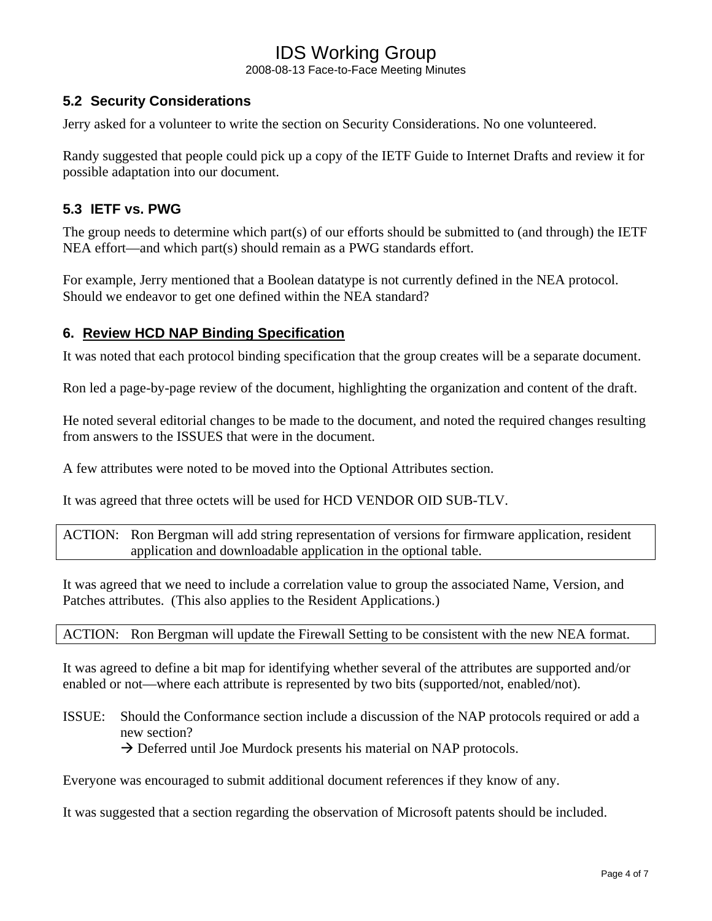### 5.2 Security Considerations

Jerry asked for a volunteer to write the section on Security Considerations. No one volunteered.

Randy suggested that people could pick up a copy of the IETF Guide to Internet Drafts and review it for possible adaptation into our document.

### 5.3 IETF vs. PWG

The group needs to determine which part(s) of our efforts should be submitted to (and through) the IETF NEA effort—and which part(s) should remain as a PWG standards effort.

For example, Jerry mentioned that a Boolean datatype is not currently defined in the NEA protocol. Should we endeavor to get one defined within the NEA standard?

## 6. Review HCD NAP Binding Specification

It was noted that each protocol binding specification that the group creates will be a separate document.

Ron led a page-by-page review of the document, highlighting the organization and content of the draft.

He noted several editorial changes to be made to the document, and noted the required changes resulting from answers to the ISSUES that were in the document.

A few attributes were noted to be moved into the Optional Attributes section.

It was agreed that three octets will be used for HCD VENDOR OID SUB-TLV.

| ACTION: Ron Bergman will add string representation of versions for firmware application, resident application and downloadable application in the optional table. |
|---|

It was agreed that we need to include a correlation value to group the associated Name, Version, and Patches attributes. (This also applies to the Resident Applications.)

| ACTION: Ron Bergman will update the Firewall Setting to be consistent with the new NEA format. |
|---|

It was agreed to define a bit map for identifying whether several of the attributes are supported and/or enabled or not—where each attribute is represented by two bits (supported/not, enabled/not).

ISSUE: Should the Conformance section include a discussion of the NAP protocols required or add a new section?
→ Deferred until Joe Murdock presents his material on NAP protocols.

Everyone was encouraged to submit additional document references if they know of any.

It was suggested that a section regarding the observation of Microsoft patents should be included.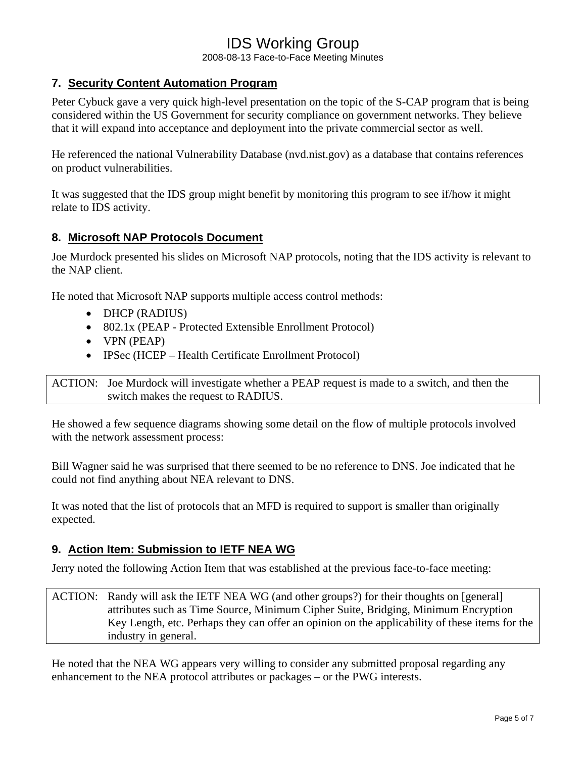## 7. Security Content Automation Program

Peter Cybuck gave a very quick high-level presentation on the topic of the S-CAP program that is being considered within the US Government for security compliance on government networks. They believe that it will expand into acceptance and deployment into the private commercial sector as well.

He referenced the national Vulnerability Database (nvd.nist.gov) as a database that contains references on product vulnerabilities.

It was suggested that the IDS group might benefit by monitoring this program to see if/how it might relate to IDS activity.

## 8. Microsoft NAP Protocols Document

Joe Murdock presented his slides on Microsoft NAP protocols, noting that the IDS activity is relevant to the NAP client.

He noted that Microsoft NAP supports multiple access control methods:

- DHCP (RADIUS)
- 802.1x (PEAP - Protected Extensible Enrollment Protocol)
- VPN (PEAP)
- IPSec (HCEP – Health Certificate Enrollment Protocol)

| ACTION: | Joe Murdock will investigate whether a PEAP request is made to a switch, and then the switch makes the request to RADIUS. |
|---|---|

He showed a few sequence diagrams showing some detail on the flow of multiple protocols involved with the network assessment process:

Bill Wagner said he was surprised that there seemed to be no reference to DNS. Joe indicated that he could not find anything about NEA relevant to DNS.

It was noted that the list of protocols that an MFD is required to support is smaller than originally expected.

## 9. Action Item: Submission to IETF NEA WG

Jerry noted the following Action Item that was established at the previous face-to-face meeting:

| ACTION: | Randy will ask the IETF NEA WG (and other groups?) for their thoughts on [general] attributes such as Time Source, Minimum Cipher Suite, Bridging, Minimum Encryption Key Length, etc. Perhaps they can offer an opinion on the applicability of these items for the industry in general. |
|---|---|

He noted that the NEA WG appears very willing to consider any submitted proposal regarding any enhancement to the NEA protocol attributes or packages – or the PWG interests.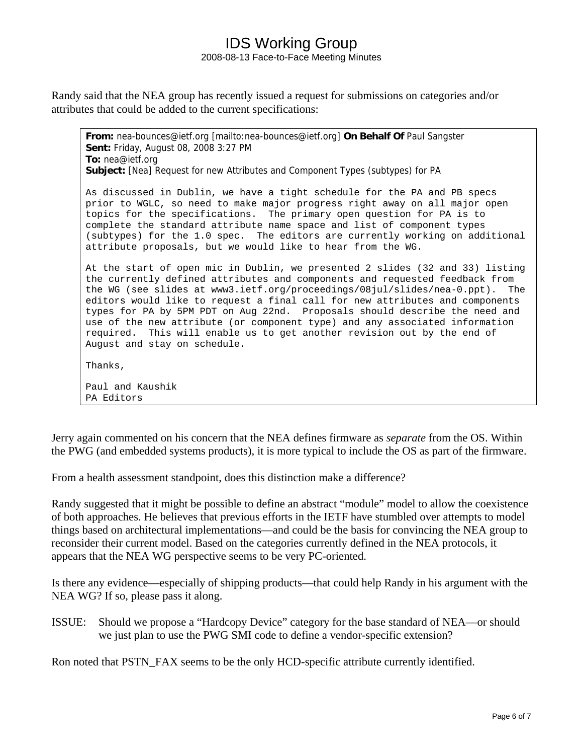Randy said that the NEA group has recently issued a request for submissions on categories and/or attributes that could be added to the current specifications:

> **From:** nea-bounces@ietf.org [mailto:nea-bounces@ietf.org] **On Behalf Of** Paul Sangster
> **Sent:** Friday, August 08, 2008 3:27 PM
> **To:** nea@ietf.org
> **Subject:** [Nea] Request for new Attributes and Component Types (subtypes) for PA
>
> ```
> As discussed in Dublin, we have a tight schedule for the PA and PB specs
> prior to WGLC, so need to make major progress right away on all major open
> topics for the specifications.  The primary open question for PA is to
> complete the standard attribute name space and list of component types
> (subtypes) for the 1.0 spec.  The editors are currently working on additional
> attribute proposals, but we would like to hear from the WG.
>
> At the start of open mic in Dublin, we presented 2 slides (32 and 33) listing
> the currently defined attributes and components and requested feedback from
> the WG (see slides at www3.ietf.org/proceedings/08jul/slides/nea-0.ppt).  The
> editors would like to request a final call for new attributes and components
> types for PA by 5PM PDT on Aug 22nd.  Proposals should describe the need and
> use of the new attribute (or component type) and any associated information
> required.  This will enable us to get another revision out by the end of
> August and stay on schedule.
>
> Thanks,
>
> Paul and Kaushik
> PA Editors
> ```

Jerry again commented on his concern that the NEA defines firmware as *separate* from the OS. Within the PWG (and embedded systems products), it is more typical to include the OS as part of the firmware.

From a health assessment standpoint, does this distinction make a difference?

Randy suggested that it might be possible to define an abstract "module" model to allow the coexistence of both approaches. He believes that previous efforts in the IETF have stumbled over attempts to model things based on architectural implementations—and could be the basis for convincing the NEA group to reconsider their current model. Based on the categories currently defined in the NEA protocols, it appears that the NEA WG perspective seems to be very PC-oriented.

Is there any evidence—especially of shipping products—that could help Randy in his argument with the NEA WG? If so, please pass it along.

ISSUE: Should we propose a "Hardcopy Device" category for the base standard of NEA—or should we just plan to use the PWG SMI code to define a vendor-specific extension?

Ron noted that PSTN_FAX seems to be the only HCD-specific attribute currently identified.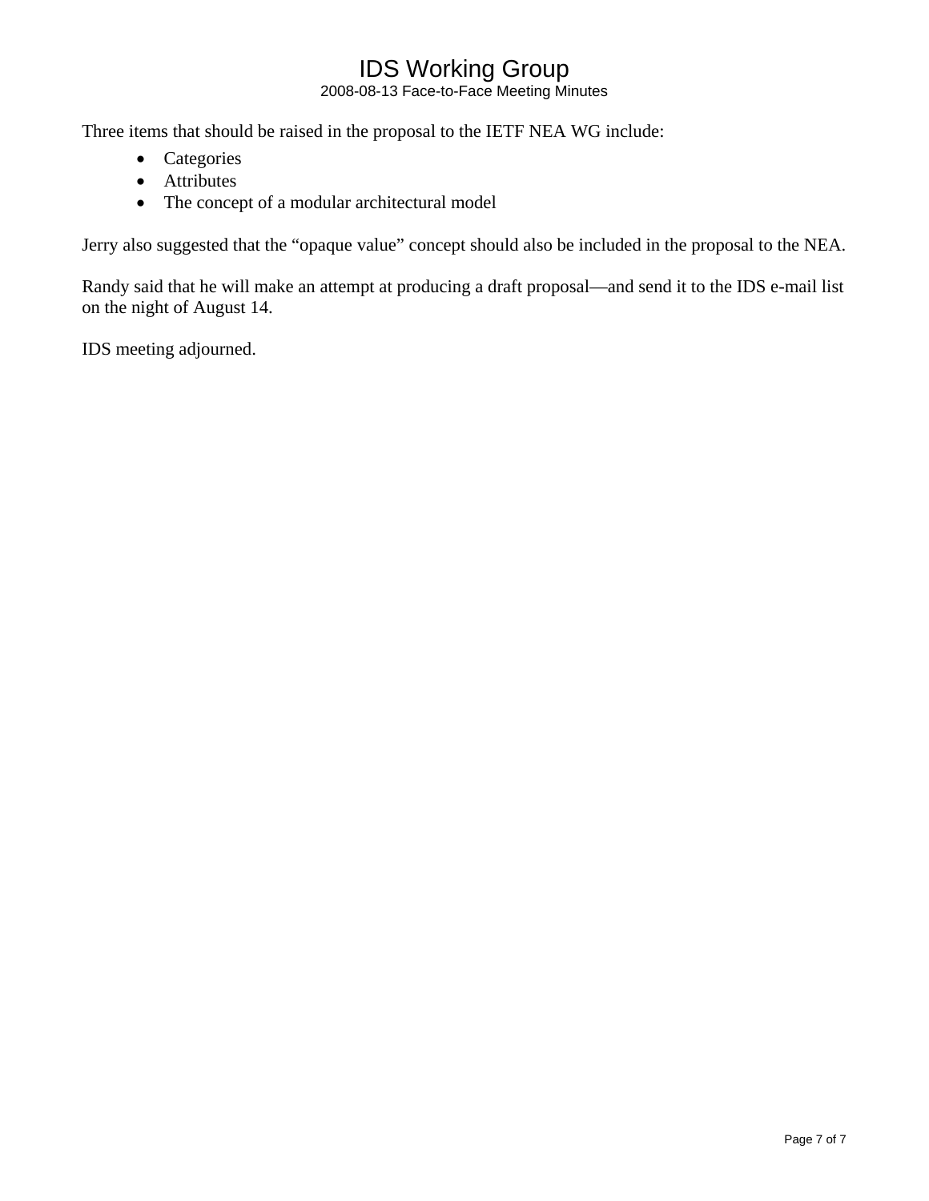Three items that should be raised in the proposal to the IETF NEA WG include:

- Categories
- Attributes
- The concept of a modular architectural model

Jerry also suggested that the "opaque value" concept should also be included in the proposal to the NEA.

Randy said that he will make an attempt at producing a draft proposal—and send it to the IDS e-mail list on the night of August 14.

IDS meeting adjourned.